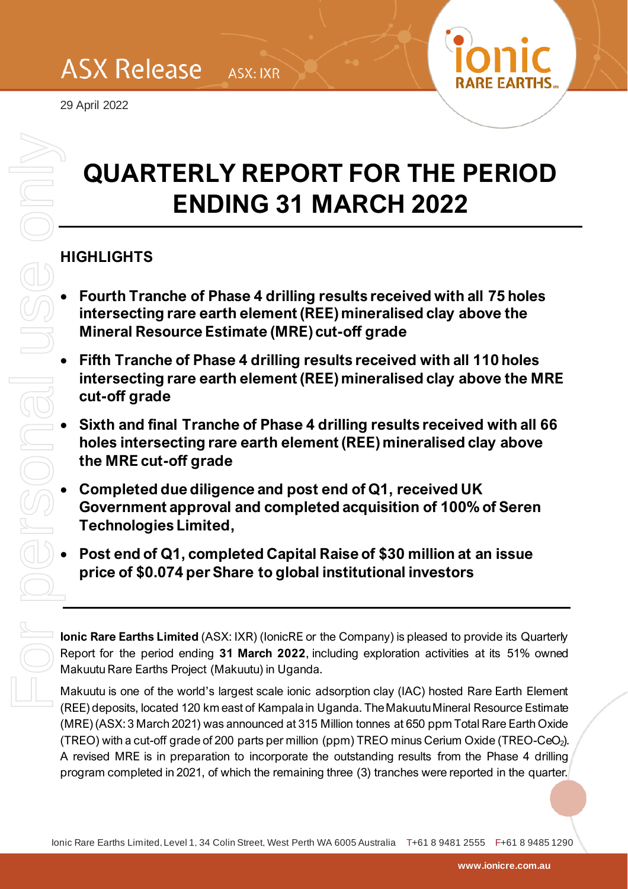ASX Release ASX: IXR

29 April 2022

# QUARTERLY REPORT FOR THE PERIOD ENDING 31 MARCH 2022

## HIGHLIGHTS

- **Fourth Tranche of Phase 4 drilling results received with all 75 holes intersecting rare earth element (REE) mineralised clay above the Mineral Resource Estimate (MRE) cut-off grade**
- **Fifth Tranche of Phase 4 drilling results received with all 110 holes intersecting rare earth element (REE) mineralised clay above the MRE cut-off grade**
- **Sixth and final Tranche of Phase 4 drilling results received with all 66 holes intersecting rare earth element (REE) mineralised clay above the MRE cut-off grade**
- **Completed due diligence and post end of Q1, received UK Government approval and completed acquisition of 100% of Seren Technologies Limited,**
- **Post end of Q1, completed Capital Raise of $30 million at an issue price of $0.074 per Share to global institutional investors**

---

**Ionic Rare Earths Limited** (ASX: IXR) (IonicRE or the Company) is pleased to provide its Quarterly Report for the period ending **31 March 2022**, including exploration activities at its 51% owned Makuutu Rare Earths Project (Makuutu) in Uganda.

Makuutu is one of the world's largest scale ionic adsorption clay (IAC) hosted Rare Earth Element (REE) deposits, located 120 km east of Kampala in Uganda. The Makuutu Mineral Resource Estimate (MRE) (ASX: 3 March 2021) was announced at 315 Million tonnes at 650 ppm Total Rare Earth Oxide (TREO) with a cut-off grade of 200 parts per million (ppm) TREO minus Cerium Oxide (TREO-$CeO_2$). A revised MRE is in preparation to incorporate the outstanding results from the Phase 4 drilling program completed in 2021, of which the remaining three (3) tranches were reported in the quarter.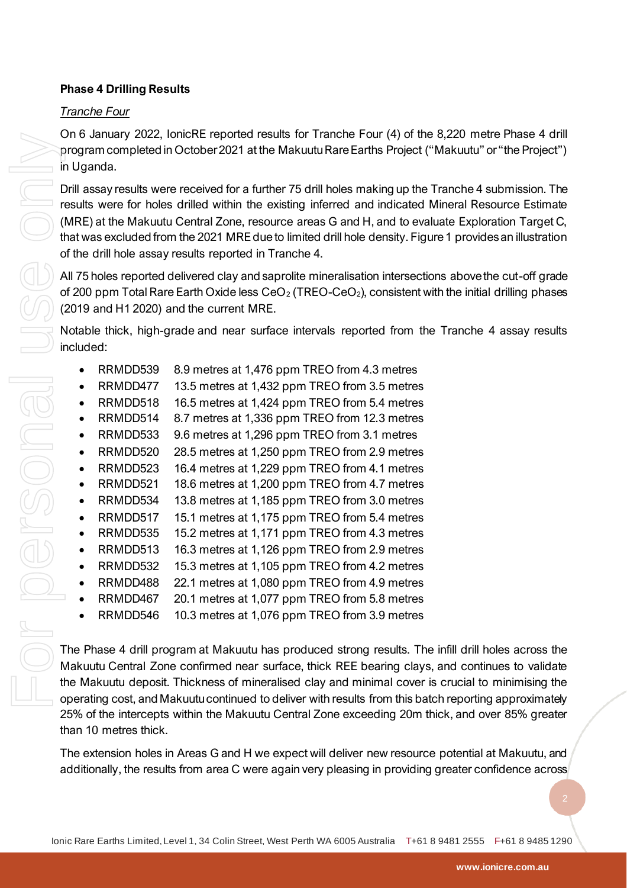**Phase 4 Drilling Results**

*Tranche Four*

On 6 January 2022, IonicRE reported results for Tranche Four (4) of the 8,220 metre Phase 4 drill program completed in October 2021 at the Makuutu Rare Earths Project ("Makuutu" or "the Project") in Uganda.

Drill assay results were received for a further 75 drill holes making up the Tranche 4 submission. The results were for holes drilled within the existing inferred and indicated Mineral Resource Estimate (MRE) at the Makuutu Central Zone, resource areas G and H, and to evaluate Exploration Target C, that was excluded from the 2021 MRE due to limited drill hole density. Figure 1 provides an illustration of the drill hole assay results reported in Tranche 4.

All 75 holes reported delivered clay and saprolite mineralisation intersections above the cut-off grade of 200 ppm Total Rare Earth Oxide less $CeO_2$ (TREO-$CeO_2$), consistent with the initial drilling phases (2019 and H1 2020) and the current MRE.

Notable thick, high-grade and near surface intervals reported from the Tranche 4 assay results included:

- RRMDD539 8.9 metres at 1,476 ppm TREO from 4.3 metres
- RRMDD477 13.5 metres at 1,432 ppm TREO from 3.5 metres
- RRMDD518 16.5 metres at 1,424 ppm TREO from 5.4 metres
- RRMDD514 8.7 metres at 1,336 ppm TREO from 12.3 metres
- RRMDD533 9.6 metres at 1,296 ppm TREO from 3.1 metres
- RRMDD520 28.5 metres at 1,250 ppm TREO from 2.9 metres
- RRMDD523 16.4 metres at 1,229 ppm TREO from 4.1 metres
- RRMDD521 18.6 metres at 1,200 ppm TREO from 4.7 metres
- RRMDD534 13.8 metres at 1,185 ppm TREO from 3.0 metres
- RRMDD517 15.1 metres at 1,175 ppm TREO from 5.4 metres
- RRMDD535 15.2 metres at 1,171 ppm TREO from 4.3 metres
- RRMDD513 16.3 metres at 1,126 ppm TREO from 2.9 metres
- RRMDD532 15.3 metres at 1,105 ppm TREO from 4.2 metres
- RRMDD488 22.1 metres at 1,080 ppm TREO from 4.9 metres
- RRMDD467 20.1 metres at 1,077 ppm TREO from 5.8 metres
- RRMDD546 10.3 metres at 1,076 ppm TREO from 3.9 metres

The Phase 4 drill program at Makuutu has produced strong results. The infill drill holes across the Makuutu Central Zone confirmed near surface, thick REE bearing clays, and continues to validate the Makuutu deposit. Thickness of mineralised clay and minimal cover is crucial to minimising the operating cost, and Makuutu continued to deliver with results from this batch reporting approximately 25% of the intercepts within the Makuutu Central Zone exceeding 20m thick, and over 85% greater than 10 metres thick.

The extension holes in Areas G and H we expect will deliver new resource potential at Makuutu, and additionally, the results from area C were again very pleasing in providing greater confidence across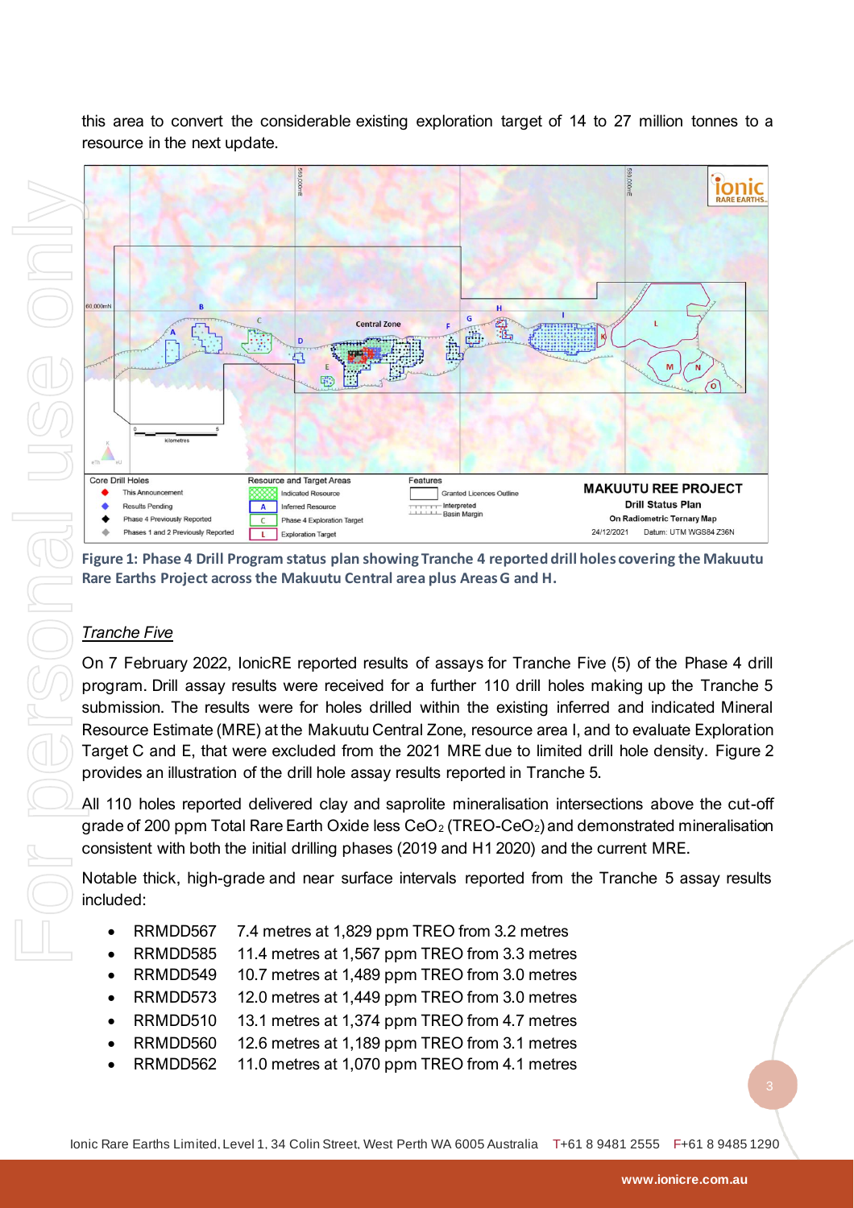this area to convert the considerable existing exploration target of 14 to 27 million tonnes to a resource in the next update.

**Figure 1: Phase 4 Drill Program status plan showing Tranche 4 reported drill holes covering the Makuutu Rare Earths Project across the Makuutu Central area plus Areas G and H.**

*Tranche Five*

On 7 February 2022, IonicRE reported results of assays for Tranche Five (5) of the Phase 4 drill program. Drill assay results were received for a further 110 drill holes making up the Tranche 5 submission. The results were for holes drilled within the existing inferred and indicated Mineral Resource Estimate (MRE) at the Makuutu Central Zone, resource area I, and to evaluate Exploration Target C and E, that were excluded from the 2021 MRE due to limited drill hole density. Figure 2 provides an illustration of the drill hole assay results reported in Tranche 5.

All 110 holes reported delivered clay and saprolite mineralisation intersections above the cut-off grade of 200 ppm Total Rare Earth Oxide less $CeO_2$ (TREO-$CeO_2$) and demonstrated mineralisation consistent with both the initial drilling phases (2019 and H1 2020) and the current MRE.

Notable thick, high-grade and near surface intervals reported from the Tranche 5 assay results included:

- RRMDD567 7.4 metres at 1,829 ppm TREO from 3.2 metres
- RRMDD585 11.4 metres at 1,567 ppm TREO from 3.3 metres
- RRMDD549 10.7 metres at 1,489 ppm TREO from 3.0 metres
- RRMDD573 12.0 metres at 1,449 ppm TREO from 3.0 metres
- RRMDD510 13.1 metres at 1,374 ppm TREO from 4.7 metres
- RRMDD560 12.6 metres at 1,189 ppm TREO from 3.1 metres
- RRMDD562 11.0 metres at 1,070 ppm TREO from 4.1 metres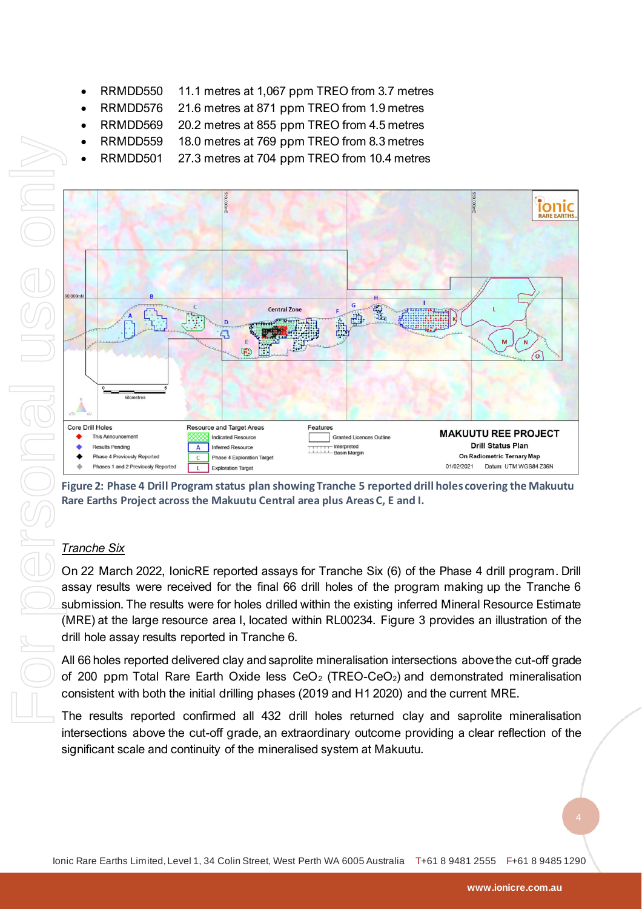- RRMDD550 11.1 metres at 1,067 ppm TREO from 3.7 metres
- RRMDD576 21.6 metres at 871 ppm TREO from 1.9 metres
- RRMDD569 20.2 metres at 855 ppm TREO from 4.5 metres
- RRMDD559 18.0 metres at 769 ppm TREO from 8.3 metres
- RRMDD501 27.3 metres at 704 ppm TREO from 10.4 metres

**Figure 2: Phase 4 Drill Program status plan showing Tranche 5 reported drill holes covering the Makuutu Rare Earths Project across the Makuutu Central area plus Areas C, E and I.**

*Tranche Six*

On 22 March 2022, IonicRE reported assays for Tranche Six (6) of the Phase 4 drill program. Drill assay results were received for the final 66 drill holes of the program making up the Tranche 6 submission. The results were for holes drilled within the existing inferred Mineral Resource Estimate (MRE) at the large resource area I, located within RL00234. Figure 3 provides an illustration of the drill hole assay results reported in Tranche 6.

All 66 holes reported delivered clay and saprolite mineralisation intersections above the cut-off grade of 200 ppm Total Rare Earth Oxide less $CeO_2$ ($TREO-CeO_2$) and demonstrated mineralisation consistent with both the initial drilling phases (2019 and H1 2020) and the current MRE.

The results reported confirmed all 432 drill holes returned clay and saprolite mineralisation intersections above the cut-off grade, an extraordinary outcome providing a clear reflection of the significant scale and continuity of the mineralised system at Makuutu.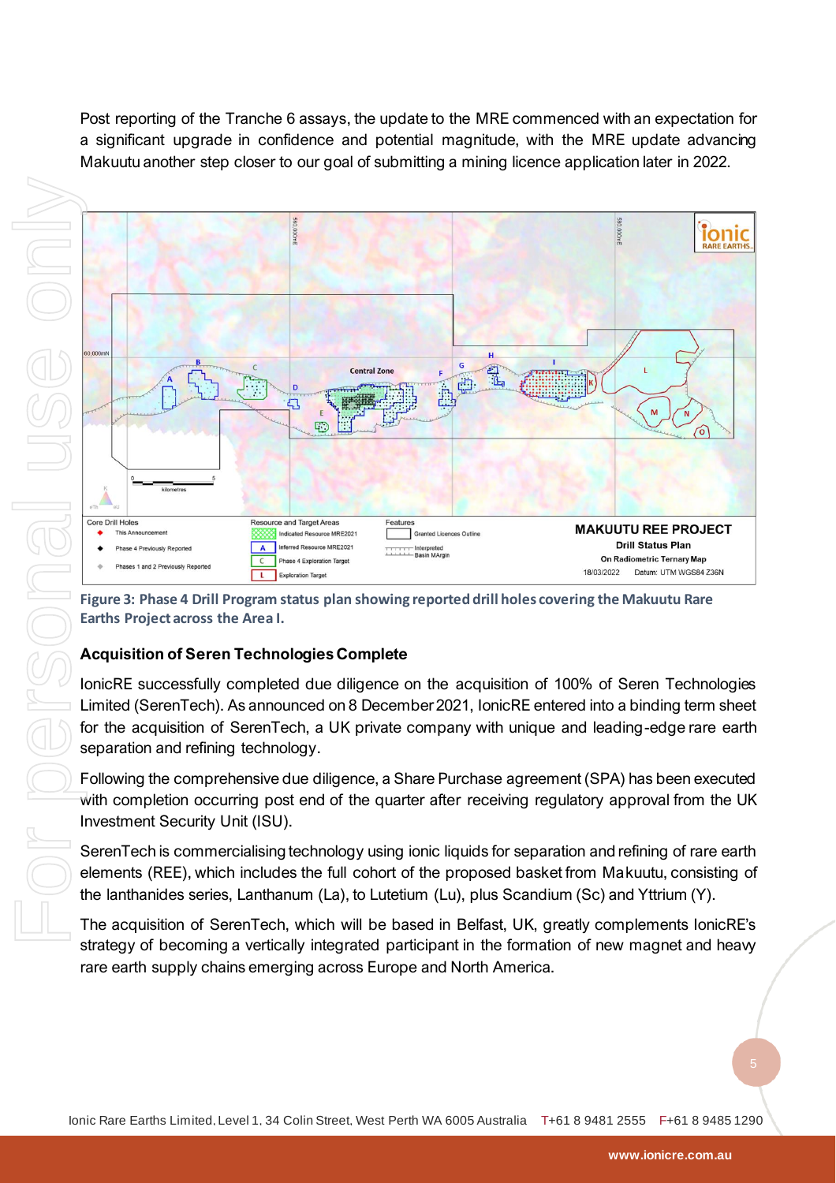Post reporting of the Tranche 6 assays, the update to the MRE commenced with an expectation for a significant upgrade in confidence and potential magnitude, with the MRE update advancing Makuutu another step closer to our goal of submitting a mining licence application later in 2022.

**Figure 3: Phase 4 Drill Program status plan showing reported drill holes covering the Makuutu Rare Earths Project across the Area I.**

### Acquisition of Seren Technologies Complete

IonicRE successfully completed due diligence on the acquisition of 100% of Seren Technologies Limited (SerenTech). As announced on 8 December 2021, IonicRE entered into a binding term sheet for the acquisition of SerenTech, a UK private company with unique and leading-edge rare earth separation and refining technology.

Following the comprehensive due diligence, a Share Purchase agreement (SPA) has been executed with completion occurring post end of the quarter after receiving regulatory approval from the UK Investment Security Unit (ISU).

SerenTech is commercialising technology using ionic liquids for separation and refining of rare earth elements (REE), which includes the full cohort of the proposed basket from Makuutu, consisting of the lanthanides series, Lanthanum (La), to Lutetium (Lu), plus Scandium (Sc) and Yttrium (Y).

The acquisition of SerenTech, which will be based in Belfast, UK, greatly complements IonicRE's strategy of becoming a vertically integrated participant in the formation of new magnet and heavy rare earth supply chains emerging across Europe and North America.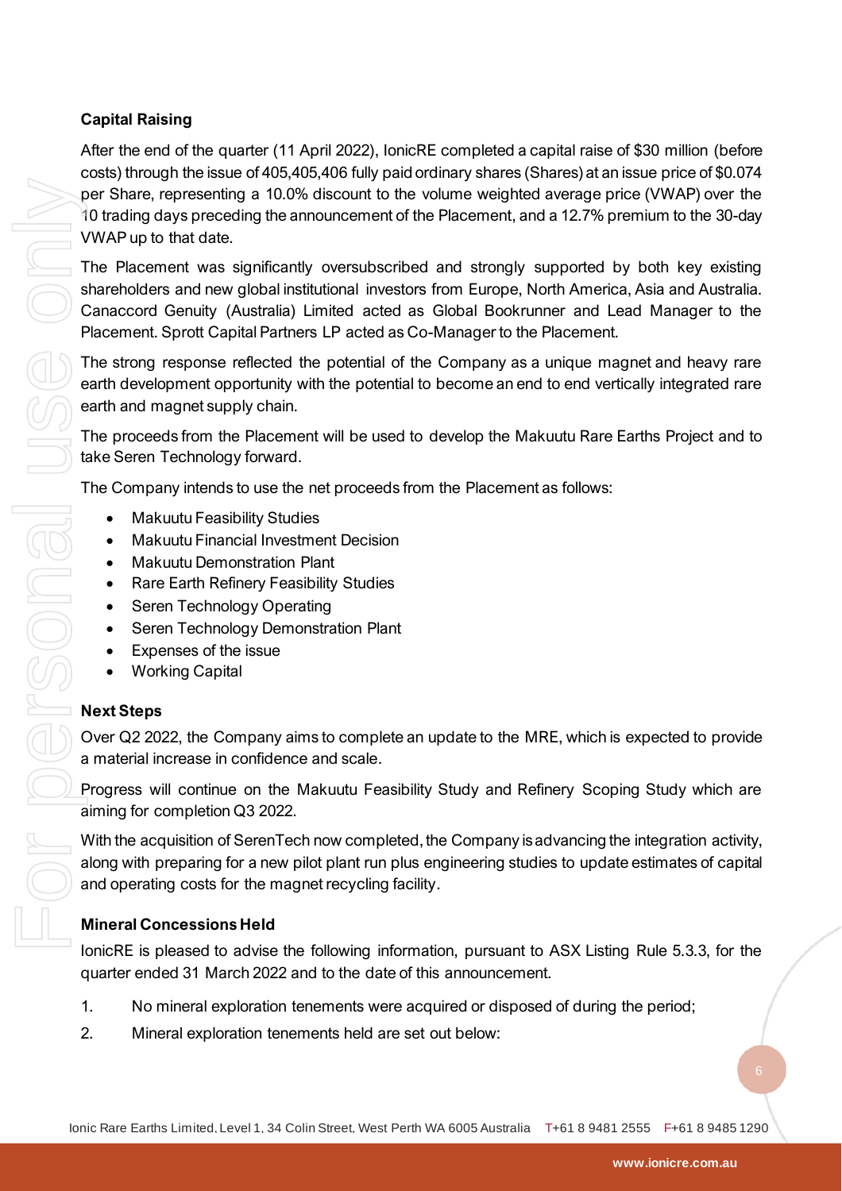### Capital Raising

After the end of the quarter (11 April 2022), IonicRE completed a capital raise of $30 million (before costs) through the issue of 405,405,406 fully paid ordinary shares (Shares) at an issue price of $0.074 per Share, representing a 10.0% discount to the volume weighted average price (VWAP) over the 10 trading days preceding the announcement of the Placement, and a 12.7% premium to the 30-day VWAP up to that date.

The Placement was significantly oversubscribed and strongly supported by both key existing shareholders and new global institutional investors from Europe, North America, Asia and Australia. Canaccord Genuity (Australia) Limited acted as Global Bookrunner and Lead Manager to the Placement. Sprott Capital Partners LP acted as Co-Manager to the Placement.

The strong response reflected the potential of the Company as a unique magnet and heavy rare earth development opportunity with the potential to become an end to end vertically integrated rare earth and magnet supply chain.

The proceeds from the Placement will be used to develop the Makuutu Rare Earths Project and to take Seren Technology forward.

The Company intends to use the net proceeds from the Placement as follows:

- Makuutu Feasibility Studies
- Makuutu Financial Investment Decision
- Makuutu Demonstration Plant
- Rare Earth Refinery Feasibility Studies
- Seren Technology Operating
- Seren Technology Demonstration Plant
- Expenses of the issue
- Working Capital

### Next Steps

Over Q2 2022, the Company aims to complete an update to the MRE, which is expected to provide a material increase in confidence and scale.

Progress will continue on the Makuutu Feasibility Study and Refinery Scoping Study which are aiming for completion Q3 2022.

With the acquisition of SerenTech now completed, the Company is advancing the integration activity, along with preparing for a new pilot plant run plus engineering studies to update estimates of capital and operating costs for the magnet recycling facility.

### Mineral Concessions Held

IonicRE is pleased to advise the following information, pursuant to ASX Listing Rule 5.3.3, for the quarter ended 31 March 2022 and to the date of this announcement.

1. No mineral exploration tenements were acquired or disposed of during the period;
2. Mineral exploration tenements held are set out below: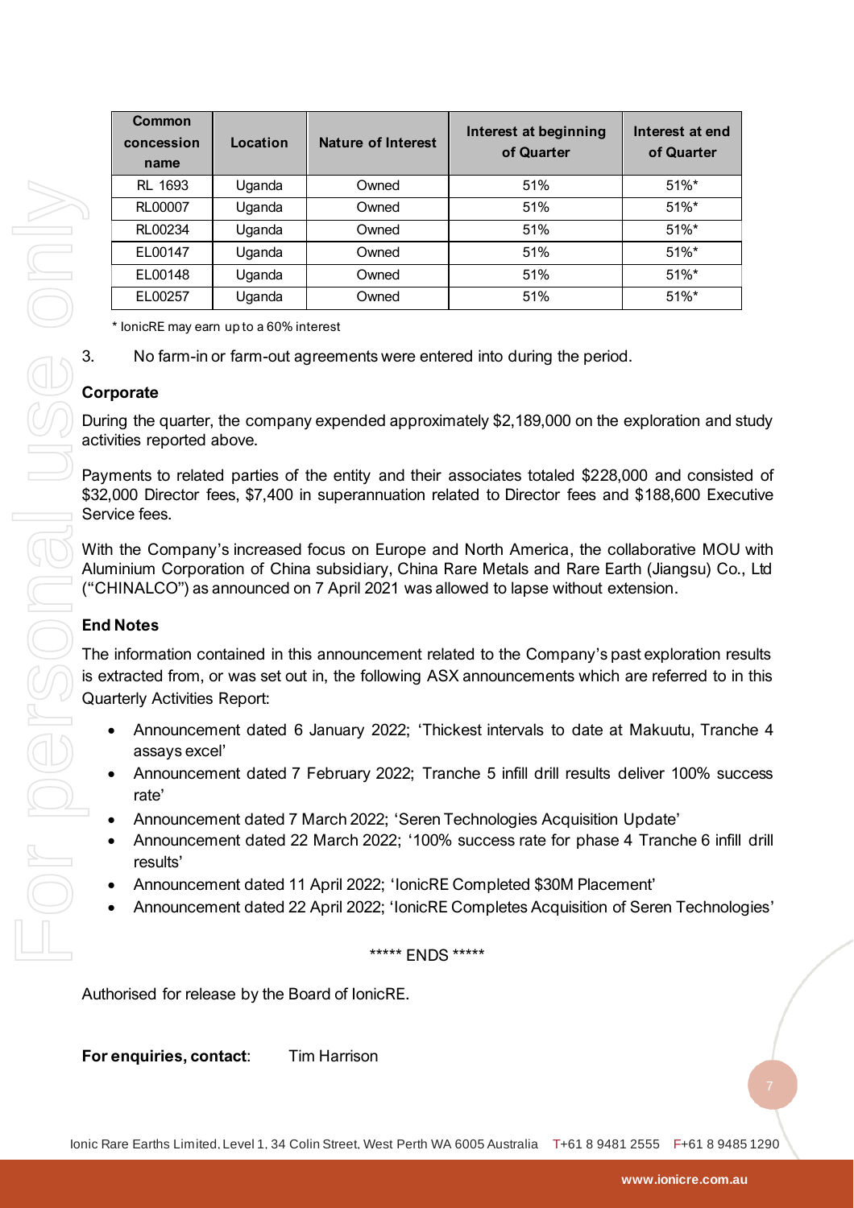| Common concession name | Location | Nature of Interest | Interest at beginning of Quarter | Interest at end of Quarter |
|---|---|---|---|---|
| RL 1693 | Uganda | Owned | 51% | 51%* |
| RL00007 | Uganda | Owned | 51% | 51%* |
| RL00234 | Uganda | Owned | 51% | 51%* |
| EL00147 | Uganda | Owned | 51% | 51%* |
| EL00148 | Uganda | Owned | 51% | 51%* |
| EL00257 | Uganda | Owned | 51% | 51%* |

* IonicRE may earn up to a 60% interest

3. No farm-in or farm-out agreements were entered into during the period.

**Corporate**

During the quarter, the company expended approximately $2,189,000 on the exploration and study activities reported above.

Payments to related parties of the entity and their associates totaled $228,000 and consisted of $32,000 Director fees, $7,400 in superannuation related to Director fees and $188,600 Executive Service fees.

With the Company's increased focus on Europe and North America, the collaborative MOU with Aluminium Corporation of China subsidiary, China Rare Metals and Rare Earth (Jiangsu) Co., Ltd ("CHINALCO") as announced on 7 April 2021 was allowed to lapse without extension.

**End Notes**

The information contained in this announcement related to the Company's past exploration results is extracted from, or was set out in, the following ASX announcements which are referred to in this Quarterly Activities Report:

- Announcement dated 6 January 2022; 'Thickest intervals to date at Makuutu, Tranche 4 assays excel'
- Announcement dated 7 February 2022; Tranche 5 infill drill results deliver 100% success rate'
- Announcement dated 7 March 2022; 'Seren Technologies Acquisition Update'
- Announcement dated 22 March 2022; '100% success rate for phase 4 Tranche 6 infill drill results'
- Announcement dated 11 April 2022; 'IonicRE Completed $30M Placement'
- Announcement dated 22 April 2022; 'IonicRE Completes Acquisition of Seren Technologies'

***** ENDS *****

Authorised for release by the Board of IonicRE.

**For enquiries, contact**: Tim Harrison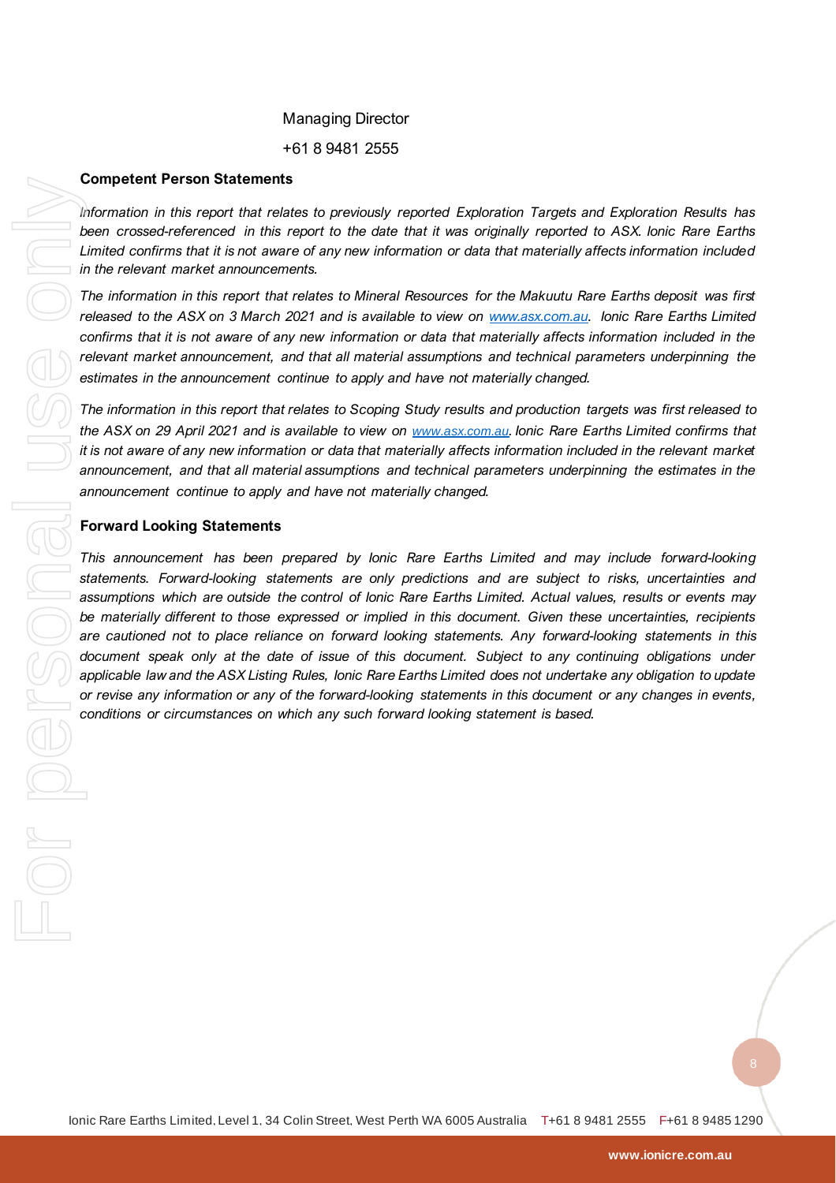Managing Director

+61 8 9481 2555

**Competent Person Statements**

*Information in this report that relates to previously reported Exploration Targets and Exploration Results has been crossed-referenced in this report to the date that it was originally reported to ASX. Ionic Rare Earths Limited confirms that it is not aware of any new information or data that materially affects information included in the relevant market announcements.*

*The information in this report that relates to Mineral Resources for the Makuutu Rare Earths deposit was first released to the ASX on 3 March 2021 and is available to view on www.asx.com.au. Ionic Rare Earths Limited confirms that it is not aware of any new information or data that materially affects information included in the relevant market announcement, and that all material assumptions and technical parameters underpinning the estimates in the announcement continue to apply and have not materially changed.*

*The information in this report that relates to Scoping Study results and production targets was first released to the ASX on 29 April 2021 and is available to view on www.asx.com.au. Ionic Rare Earths Limited confirms that it is not aware of any new information or data that materially affects information included in the relevant market announcement, and that all material assumptions and technical parameters underpinning the estimates in the announcement continue to apply and have not materially changed.*

**Forward Looking Statements**

*This announcement has been prepared by Ionic Rare Earths Limited and may include forward-looking statements. Forward-looking statements are only predictions and are subject to risks, uncertainties and assumptions which are outside the control of Ionic Rare Earths Limited. Actual values, results or events may be materially different to those expressed or implied in this document. Given these uncertainties, recipients are cautioned not to place reliance on forward looking statements. Any forward-looking statements in this document speak only at the date of issue of this document. Subject to any continuing obligations under applicable law and the ASX Listing Rules, Ionic Rare Earths Limited does not undertake any obligation to update or revise any information or any of the forward-looking statements in this document or any changes in events, conditions or circumstances on which any such forward looking statement is based.*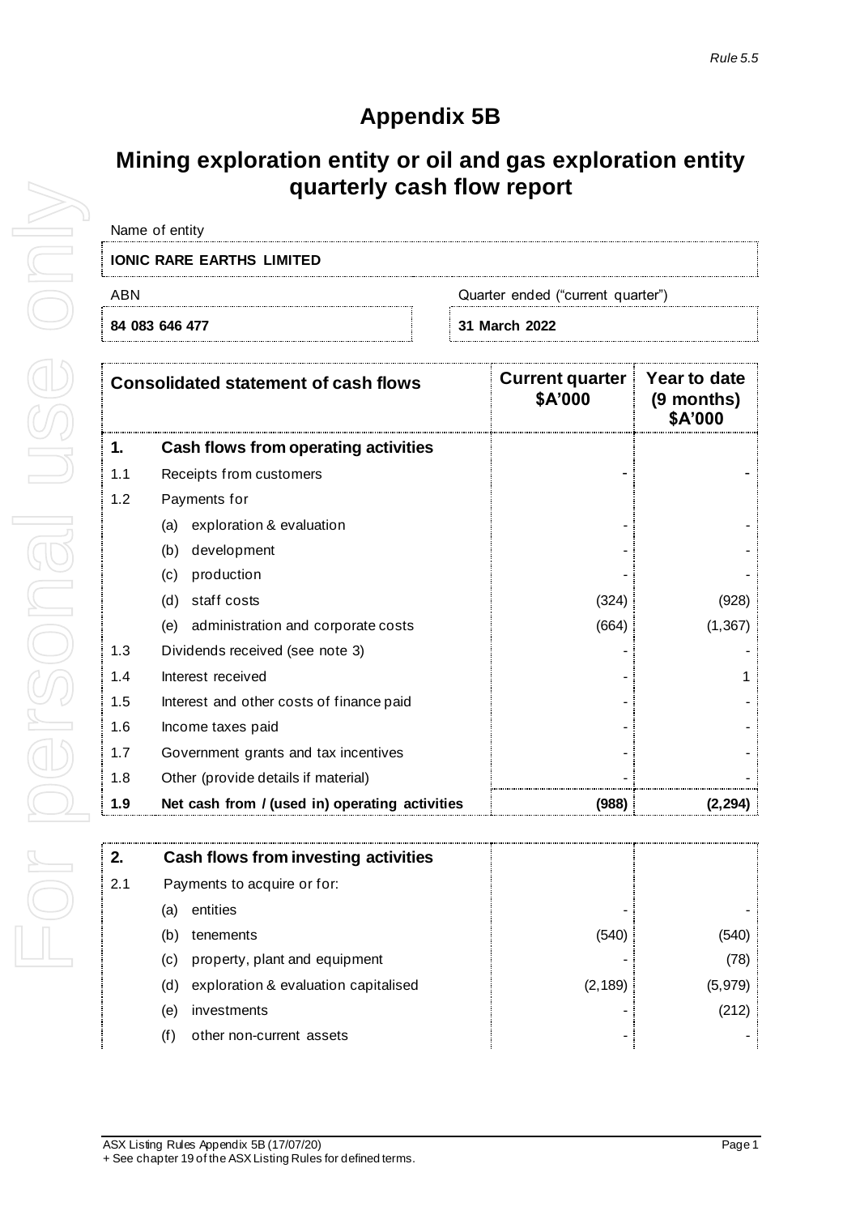*Rule 5.5*

# Appendix 5B

## Mining exploration entity or oil and gas exploration entity quarterly cash flow report

| Name of entity | |
|---|---|
| **IONIC RARE EARTHS LIMITED** | |
| ABN | Quarter ended ("current quarter") |
| **84 083 646 477** | **31 March 2022** |

| | Consolidated statement of cash flows | Current quarter $A'000 | Year to date (9 months) $A'000 |
|---|---|---|---|
| **1.** | **Cash flows from operating activities** | | |
| 1.1 | Receipts from customers | - | - |
| 1.2 | Payments for | | |
| | (a) exploration & evaluation | - | - |
| | (b) development | - | - |
| | (c) production | - | - |
| | (d) staff costs | (324) | (928) |
| | (e) administration and corporate costs | (664) | (1,367) |
| 1.3 | Dividends received (see note 3) | - | - |
| 1.4 | Interest received | - | 1 |
| 1.5 | Interest and other costs of finance paid | - | - |
| 1.6 | Income taxes paid | - | - |
| 1.7 | Government grants and tax incentives | - | - |
| 1.8 | Other (provide details if material) | - | - |
| **1.9** | **Net cash from / (used in) operating activities** | **(988)** | **(2,294)** |

| | | | |
|---|---|---|---|
| **2.** | **Cash flows from investing activities** | | |
| 2.1 | Payments to acquire or for: | | |
| | (a) entities | - | - |
| | (b) tenements | (540) | (540) |
| | (c) property, plant and equipment | - | (78) |
| | (d) exploration & evaluation capitalised | (2,189) | (5,979) |
| | (e) investments | - | (212) |
| | (f) other non-current assets | - | - |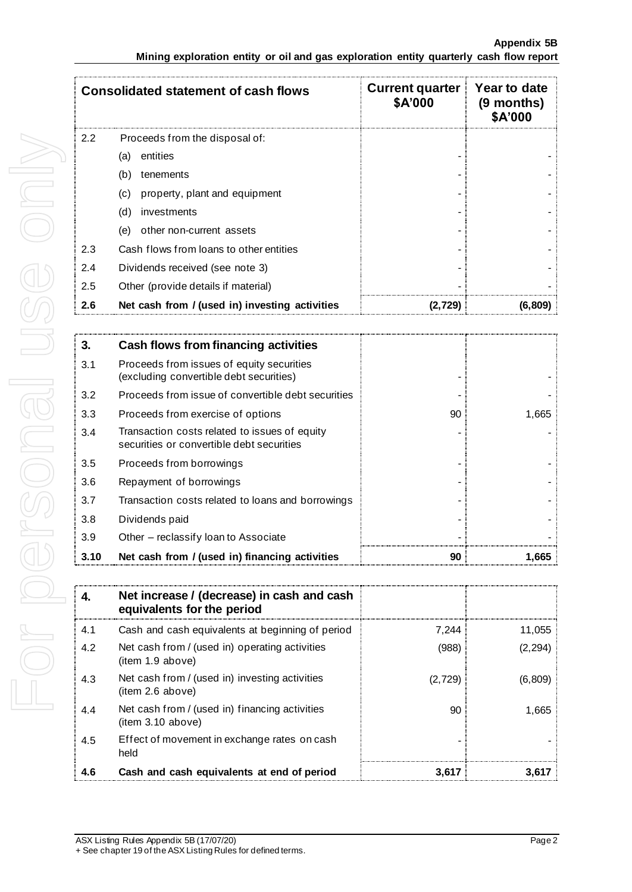| Consolidated statement of cash flows | | Current quarter $A'000 | Year to date (9 months) $A'000 |
|---|---|---|---|
| 2.2 | Proceeds from the disposal of: | | |
| | (a) entities | - | - |
| | (b) tenements | - | - |
| | (c) property, plant and equipment | - | - |
| | (d) investments | - | - |
| | (e) other non-current assets | - | - |
| 2.3 | Cash flows from loans to other entities | - | - |
| 2.4 | Dividends received (see note 3) | - | - |
| 2.5 | Other (provide details if material) | - | - |
| **2.6** | **Net cash from / (used in) investing activities** | **(2,729)** | **(6,809)** |

| **3.** | **Cash flows from financing activities** | | |
|---|---|---|---|
| 3.1 | Proceeds from issues of equity securities (excluding convertible debt securities) | - | - |
| 3.2 | Proceeds from issue of convertible debt securities | - | - |
| 3.3 | Proceeds from exercise of options | 90 | 1,665 |
| 3.4 | Transaction costs related to issues of equity securities or convertible debt securities | - | - |
| 3.5 | Proceeds from borrowings | - | - |
| 3.6 | Repayment of borrowings | - | - |
| 3.7 | Transaction costs related to loans and borrowings | - | - |
| 3.8 | Dividends paid | - | - |
| 3.9 | Other – reclassify loan to Associate | - | - |
| **3.10** | **Net cash from / (used in) financing activities** | **90** | **1,665** |

| **4.** | **Net increase / (decrease) in cash and cash equivalents for the period** | | |
|---|---|---|---|
| 4.1 | Cash and cash equivalents at beginning of period | 7,244 | 11,055 |
| 4.2 | Net cash from / (used in) operating activities (item 1.9 above) | (988) | (2,294) |
| 4.3 | Net cash from / (used in) investing activities (item 2.6 above) | (2,729) | (6,809) |
| 4.4 | Net cash from / (used in) financing activities (item 3.10 above) | 90 | 1,665 |
| 4.5 | Effect of movement in exchange rates on cash held | - | - |
| **4.6** | **Cash and cash equivalents at end of period** | **3,617** | **3,617** |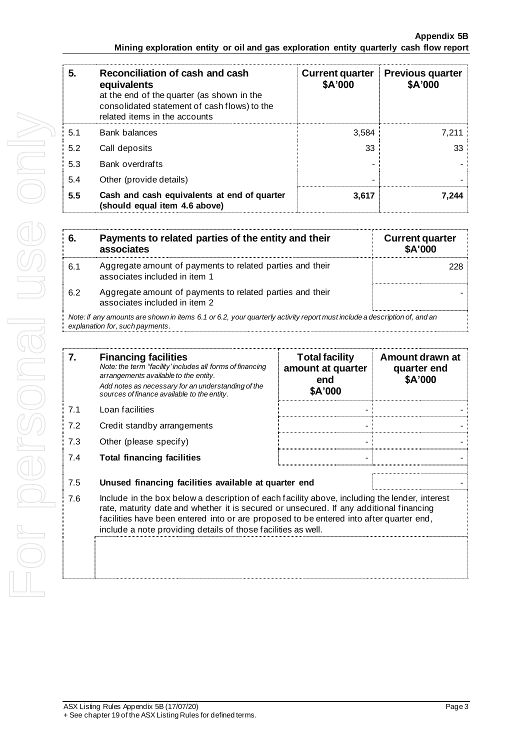| 5. | Reconciliation of cash and cash equivalents at the end of the quarter (as shown in the consolidated statement of cash flows) to the related items in the accounts | Current quarter $A'000 | Previous quarter $A'000 |
|---|---|---|---|
| 5.1 | Bank balances | 3,584 | 7,211 |
| 5.2 | Call deposits | 33 | 33 |
| 5.3 | Bank overdrafts | - | - |
| 5.4 | Other (provide details) | - | - |
| **5.5** | **Cash and cash equivalents at end of quarter (should equal item 4.6 above)** | **3,617** | **7,244** |

| 6. | Payments to related parties of the entity and their associates | Current quarter $A'000 |
|---|---|---|
| 6.1 | Aggregate amount of payments to related parties and their associates included in item 1 | 228 |
| 6.2 | Aggregate amount of payments to related parties and their associates included in item 2 | - |

*Note: if any amounts are shown in items 6.1 or 6.2, your quarterly activity report must include a description of, and an explanation for, such payments.*

| 7. | **Financing facilities** *Note: the term "facility' includes all forms of financing arrangements available to the entity. Add notes as necessary for an understanding of the sources of finance available to the entity.* | Total facility amount at quarter end $A'000 | Amount drawn at quarter end $A'000 |
|---|---|---|---|
| 7.1 | Loan facilities | - | - |
| 7.2 | Credit standby arrangements | - | - |
| 7.3 | Other (please specify) | - | - |
| 7.4 | **Total financing facilities** | - | - |

| | | |
|---|---|---|
| 7.5 | **Unused financing facilities available at quarter end** | - |

7.6 Include in the box below a description of each facility above, including the lender, interest rate, maturity date and whether it is secured or unsecured. If any additional financing facilities have been entered into or are proposed to be entered into after quarter end, include a note providing details of those facilities as well.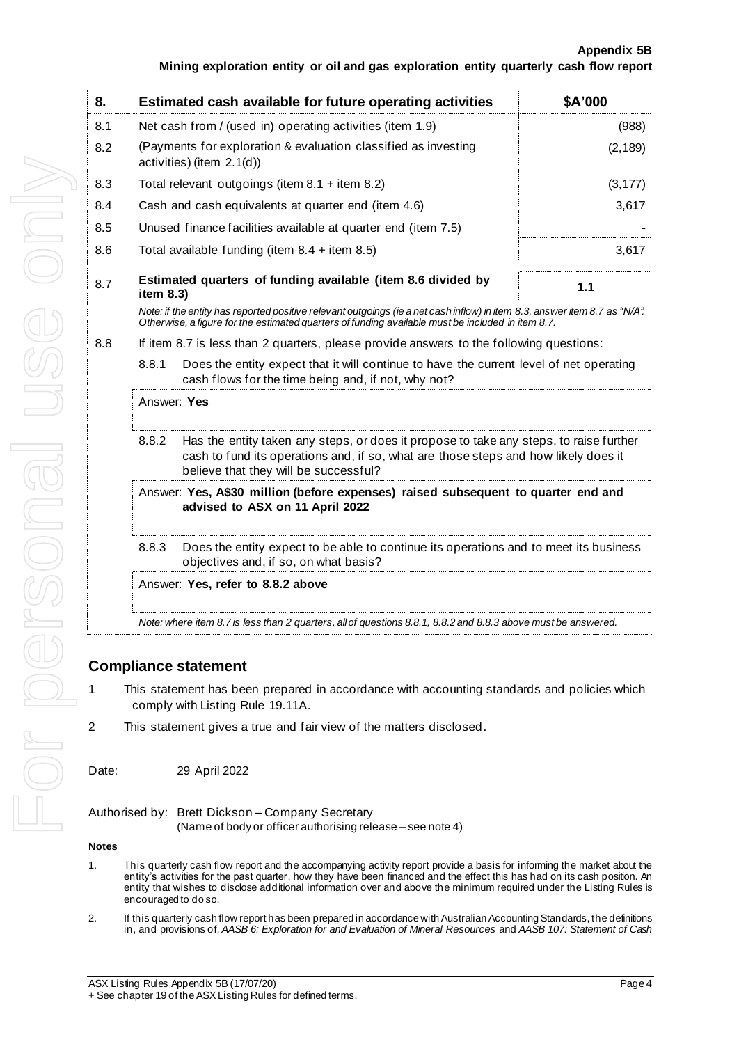| 8. | Estimated cash available for future operating activities | $A'000 |
|---|---|---|
| 8.1 | Net cash from / (used in) operating activities (item 1.9) | (988) |
| 8.2 | (Payments for exploration & evaluation classified as investing activities) (item 2.1(d)) | (2,189) |
| 8.3 | Total relevant outgoings (item 8.1 + item 8.2) | (3,177) |
| 8.4 | Cash and cash equivalents at quarter end (item 4.6) | 3,617 |
| 8.5 | Unused finance facilities available at quarter end (item 7.5) | - |
| 8.6 | Total available funding (item 8.4 + item 8.5) | 3,617 |
| 8.7 | **Estimated quarters of funding available (item 8.6 divided by item 8.3)** | **1.1** |

*Note: if the entity has reported positive relevant outgoings (ie a net cash inflow) in item 8.3, answer item 8.7 as "N/A". Otherwise, a figure for the estimated quarters of funding available must be included in item 8.7.*

8.8 If item 8.7 is less than 2 quarters, please provide answers to the following questions:

8.8.1 Does the entity expect that it will continue to have the current level of net operating cash flows for the time being and, if not, why not?

Answer: **Yes**

8.8.2 Has the entity taken any steps, or does it propose to take any steps, to raise further cash to fund its operations and, if so, what are those steps and how likely does it believe that they will be successful?

Answer: **Yes, A$30 million (before expenses) raised subsequent to quarter end and advised to ASX on 11 April 2022**

8.8.3 Does the entity expect to be able to continue its operations and to meet its business objectives and, if so, on what basis?

Answer: **Yes, refer to 8.8.2 above**

*Note: where item 8.7 is less than 2 quarters, all of questions 8.8.1, 8.8.2 and 8.8.3 above must be answered.*

## Compliance statement

1. This statement has been prepared in accordance with accounting standards and policies which comply with Listing Rule 19.11A.
2. This statement gives a true and fair view of the matters disclosed.

Date: 29 April 2022

Authorised by: Brett Dickson – Company Secretary
(Name of body or officer authorising release – see note 4)

**Notes**

1. This quarterly cash flow report and the accompanying activity report provide a basis for informing the market about the entity's activities for the past quarter, how they have been financed and the effect this has had on its cash position. An entity that wishes to disclose additional information over and above the minimum required under the Listing Rules is encouraged to do so.
2. If this quarterly cash flow report has been prepared in accordance with Australian Accounting Standards, the definitions in, and provisions of, *AASB 6: Exploration for and Evaluation of Mineral Resources* and *AASB 107: Statement of Cash*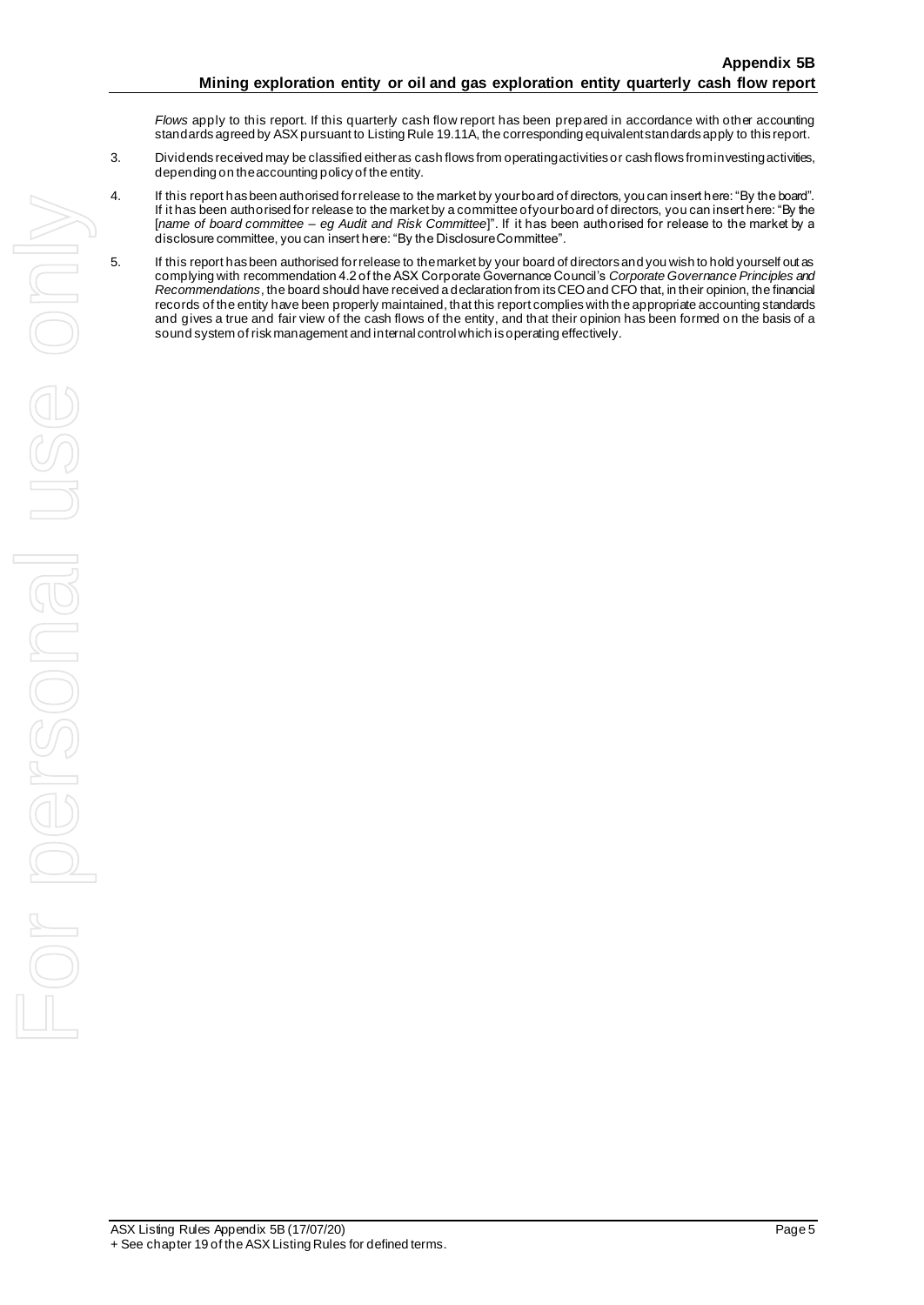*Flows* apply to this report. If this quarterly cash flow report has been prepared in accordance with other accounting standards agreed by ASX pursuant to Listing Rule 19.11A, the corresponding equivalent standards apply to this report.

3. Dividends received may be classified either as cash flows from operating activities or cash flows from investing activities, depending on the accounting policy of the entity.

4. If this report has been authorised for release to the market by your board of directors, you can insert here: "By the board". If it has been authorised for release to the market by a committee of your board of directors, you can insert here: "By the [*name of board committee – eg Audit and Risk Committee*]". If it has been authorised for release to the market by a disclosure committee, you can insert here: "By the Disclosure Committee".

5. If this report has been authorised for release to the market by your board of directors and you wish to hold yourself out as complying with recommendation 4.2 of the ASX Corporate Governance Council's *Corporate Governance Principles and Recommendations*, the board should have received a declaration from its CEO and CFO that, in their opinion, the financial records of the entity have been properly maintained, that this report complies with the appropriate accounting standards and gives a true and fair view of the cash flows of the entity, and that their opinion has been formed on the basis of a sound system of risk management and internal control which is operating effectively.